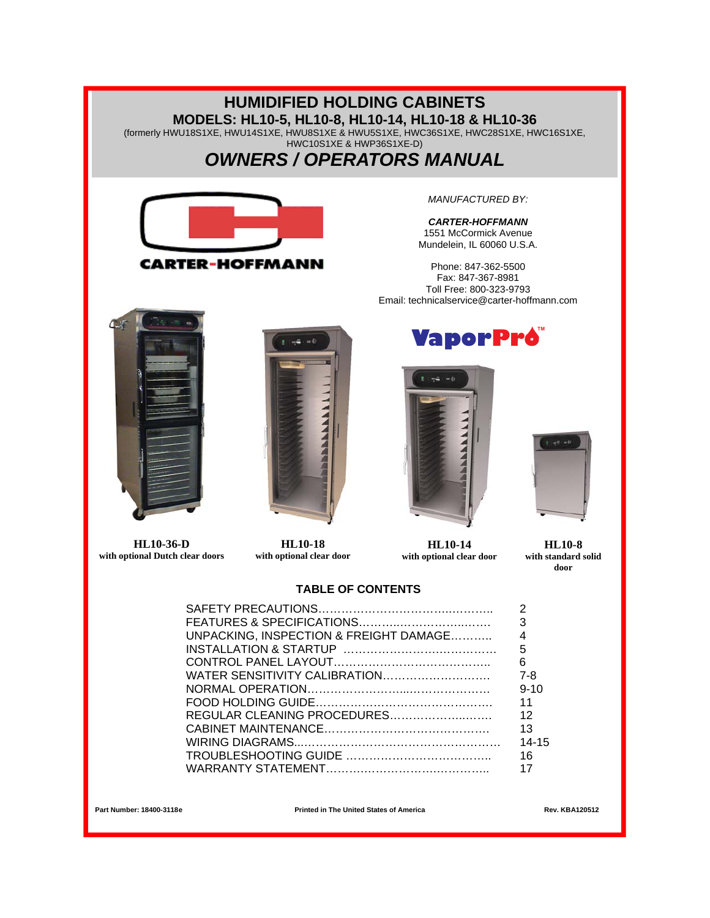# HUMIDIFIED HOLDING CABINETS

## MODELS: HL10-5, HL10-8, HL10-14, HL10-18 & HL10-36

(formerly HWU18S1XE, HWU14S1XE, HWU8S1XE & HWU5S1XE, HWC36S1XE, HWC28S1XE, HWC16S1XE, HWC10S1XE & HWP36S1XE-D)

## *OWNERS / OPERATORS MANUAL*

CARTER-HOFFMANN

*MANUFACTURED BY:*

***CARTER-HOFFMANN***
1551 McCormick Avenue
Mundelein, IL 60060 U.S.A.

Phone: 847-362-5500
Fax: 847-367-8981
Toll Free: 800-323-9793
Email: technicalservice@carter-hoffmann.com

VaporPro™

**HL10-36-D**
**with optional Dutch clear doors**

**HL10-18**
**with optional clear door**

**HL10-14**
**with optional clear door**

**HL10-8**
**with standard solid door**

### TABLE OF CONTENTS

| | |
|---|---|
| SAFETY PRECAUTIONS…………………………………………. | 2 |
| FEATURES & SPECIFICATIONS………………………………. | 3 |
| UNPACKING, INSPECTION & FREIGHT DAMAGE……….. | 4 |
| INSTALLATION & STARTUP ………………………………… | 5 |
| CONTROL PANEL LAYOUT…………………………………… | 6 |
| WATER SENSITIVITY CALIBRATION………………………. | 7-8 |
| NORMAL OPERATION………………………………………… | 9-10 |
| FOOD HOLDING GUIDE………………………………………. | 11 |
| REGULAR CLEANING PROCEDURES……………………… | 12 |
| CABINET MAINTENANCE…………………………………….. | 13 |
| WIRING DIAGRAMS…………………………………………… | 14-15 |
| TROUBLESHOOTING GUIDE ………………………………. | 16 |
| WARRANTY STATEMENT……………………………………. | 17 |

Part Number: 18400-3118e — Printed in The United States of America — Rev. KBA120512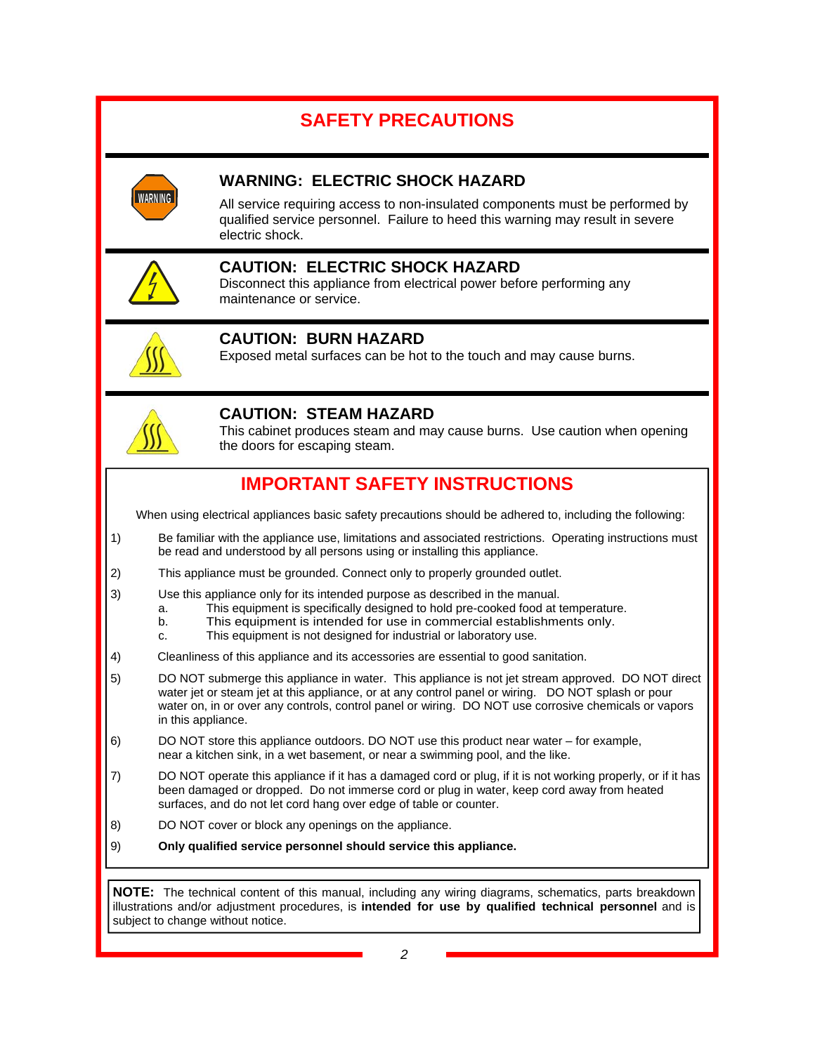# SAFETY PRECAUTIONS

### WARNING: ELECTRIC SHOCK HAZARD

All service requiring access to non-insulated components must be performed by qualified service personnel. Failure to heed this warning may result in severe electric shock.

### CAUTION: ELECTRIC SHOCK HAZARD

Disconnect this appliance from electrical power before performing any maintenance or service.

### CAUTION: BURN HAZARD

Exposed metal surfaces can be hot to the touch and may cause burns.

### CAUTION: STEAM HAZARD

This cabinet produces steam and may cause burns. Use caution when opening the doors for escaping steam.

## IMPORTANT SAFETY INSTRUCTIONS

When using electrical appliances basic safety precautions should be adhered to, including the following:

1) Be familiar with the appliance use, limitations and associated restrictions. Operating instructions must be read and understood by all persons using or installing this appliance.
2) This appliance must be grounded. Connect only to properly grounded outlet.
3) Use this appliance only for its intended purpose as described in the manual.
   a. This equipment is specifically designed to hold pre-cooked food at temperature.
   b. This equipment is intended for use in commercial establishments only.
   c. This equipment is not designed for industrial or laboratory use.
4) Cleanliness of this appliance and its accessories are essential to good sanitation.
5) DO NOT submerge this appliance in water. This appliance is not jet stream approved. DO NOT direct water jet or steam jet at this appliance, or at any control panel or wiring. DO NOT splash or pour water on, in or over any controls, control panel or wiring. DO NOT use corrosive chemicals or vapors in this appliance.
6) DO NOT store this appliance outdoors. DO NOT use this product near water – for example, near a kitchen sink, in a wet basement, or near a swimming pool, and the like.
7) DO NOT operate this appliance if it has a damaged cord or plug, if it is not working properly, or if it has been damaged or dropped. Do not immerse cord or plug in water, keep cord away from heated surfaces, and do not let cord hang over edge of table or counter.
8) DO NOT cover or block any openings on the appliance.
9) **Only qualified service personnel should service this appliance.**

**NOTE:** The technical content of this manual, including any wiring diagrams, schematics, parts breakdown illustrations and/or adjustment procedures, is **intended for use by qualified technical personnel** and is subject to change without notice.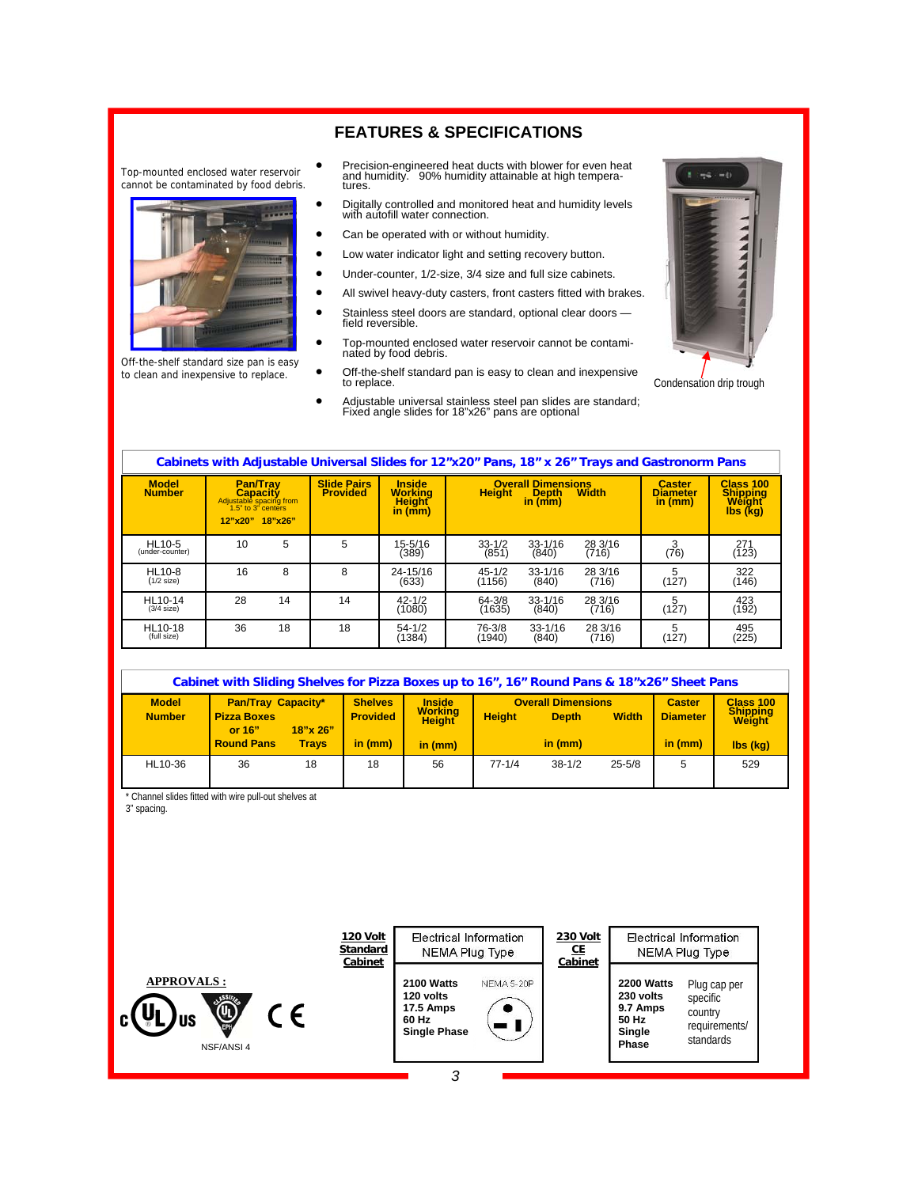# FEATURES & SPECIFICATIONS

Top-mounted enclosed water reservoir cannot be contaminated by food debris.

Off-the-shelf standard size pan is easy to clean and inexpensive to replace.

- Precision-engineered heat ducts with blower for even heat and humidity. 90% humidity attainable at high temperatures.
- Digitally controlled and monitored heat and humidity levels with autofill water connection.
- Can be operated with or without humidity.
- Low water indicator light and setting recovery button.
- Under-counter, 1/2-size, 3/4 size and full size cabinets.
- All swivel heavy-duty casters, front casters fitted with brakes.
- Stainless steel doors are standard, optional clear doors — field reversible.
- Top-mounted enclosed water reservoir cannot be contaminated by food debris.
- Off-the-shelf standard pan is easy to clean and inexpensive to replace.
- Adjustable universal stainless steel pan slides are standard; Fixed angle slides for 18"x26" pans are optional

Condensation drip trough

## Cabinets with Adjustable Universal Slides for 12"x20" Pans, 18" x 26" Trays and Gastronorm Pans

| Model Number | Pan/Tray Capacity (Adjustable spacing from 1.5" to 3" centers) | | Slide Pairs Provided | Inside Working Height in (mm) | Overall Dimensions in (mm) | | | Caster Diameter in (mm) | Class 100 Shipping Weight lbs (kg) |
|---|---|---|---|---|---|---|---|---|---|
| | 12"x20" | 18"x26" | | | Height | Depth | Width | | |
| HL10-5 (under-counter) | 10 | 5 | 5 | 15-5/16 (389) | 33-1/2 (851) | 33-1/16 (840) | 28 3/16 (716) | 3 (76) | 271 (123) |
| HL10-8 (1/2 size) | 16 | 8 | 8 | 24-15/16 (633) | 45-1/2 (1156) | 33-1/16 (840) | 28 3/16 (716) | 5 (127) | 322 (146) |
| HL10-14 (3/4 size) | 28 | 14 | 14 | 42-1/2 (1080) | 64-3/8 (1635) | 33-1/16 (840) | 28 3/16 (716) | 5 (127) | 423 (192) |
| HL10-18 (full size) | 36 | 18 | 18 | 54-1/2 (1384) | 76-3/8 (1940) | 33-1/16 (840) | 28 3/16 (716) | 5 (127) | 495 (225) |

## Cabinet with Sliding Shelves for Pizza Boxes up to 16", 16" Round Pans & 18"x26" Sheet Pans

| Model Number | Pan/Tray Capacity* | | Shelves Provided | Inside Working Height | Overall Dimensions | | | Caster Diameter | Class 100 Shipping Weight |
|---|---|---|---|---|---|---|---|---|---|
| | Pizza Boxes or 16" Round Pans | 18"x 26" Trays | in (mm) | in (mm) | Height | Depth (in (mm)) | Width | in (mm) | lbs (kg) |
| HL10-36 | 36 | 18 | 18 | 56 | 77-1/4 | 38-1/2 | 25-5/8 | 5 | 529 |

\* Channel slides fitted with wire pull-out shelves at 3" spacing.

**APPROVALS :**

c UL us · Classified UL EPH · CE

NSF/ANSI 4

| 120 Volt Standard Cabinet | Electrical Information NEMA Plug Type |
|---|---|
| | **2100 Watts**<br>**120 volts**<br>**17.5 Amps**<br>**60 Hz**<br>**Single Phase** — NEMA 5-20P |

| 230 Volt CE Cabinet | Electrical Information NEMA Plug Type |
|---|---|
| | **2200 Watts**<br>**230 volts**<br>**9.7 Amps**<br>**50 Hz**<br>**Single Phase** — Plug cap per specific country requirements/ standards |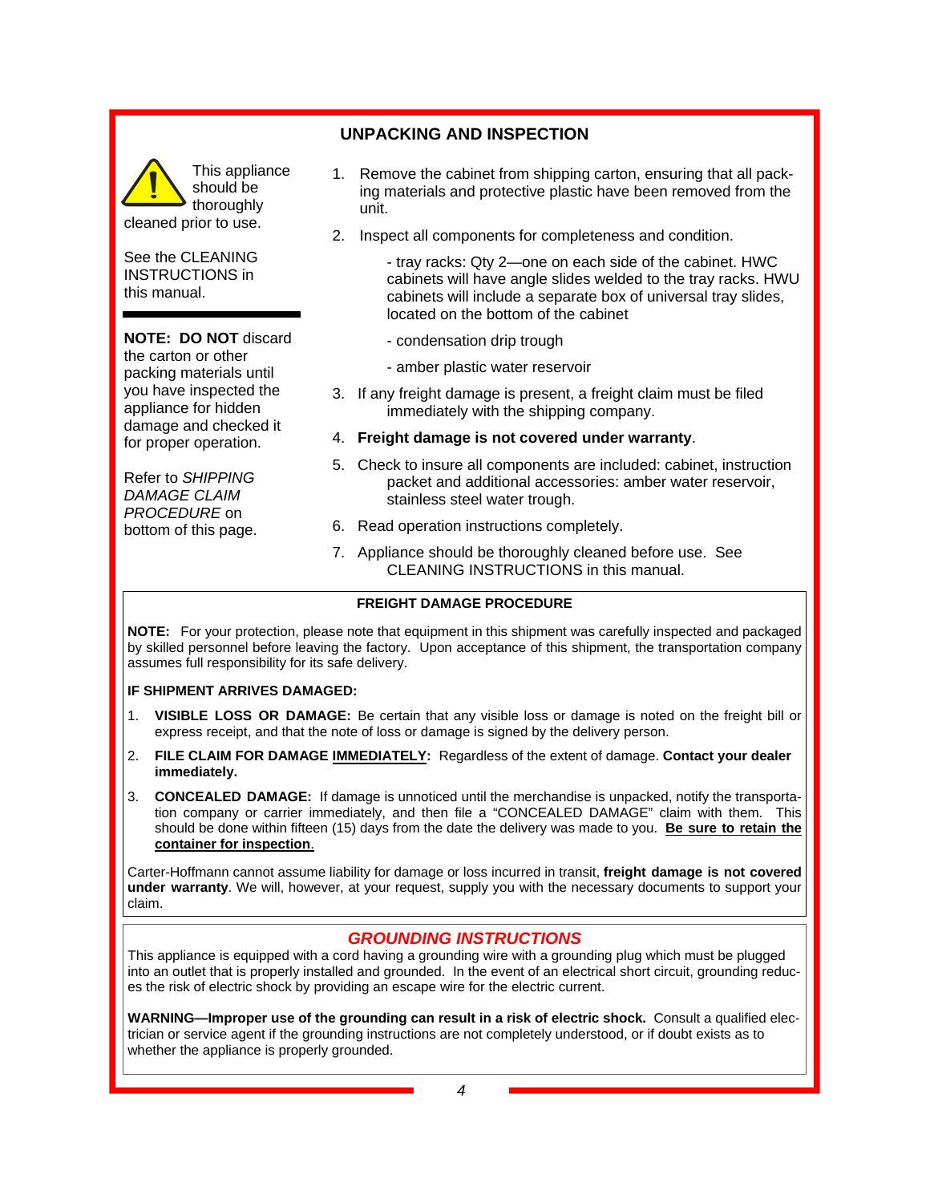## UNPACKING AND INSPECTION

This appliance should be thoroughly cleaned prior to use.

See the CLEANING INSTRUCTIONS in this manual.

**NOTE: DO NOT** discard the carton or other packing materials until you have inspected the appliance for hidden damage and checked it for proper operation.

Refer to *SHIPPING DAMAGE CLAIM PROCEDURE* on bottom of this page.

1. Remove the cabinet from shipping carton, ensuring that all packing materials and protective plastic have been removed from the unit.
2. Inspect all components for completeness and condition.

   - tray racks: Qty 2—one on each side of the cabinet. HWC cabinets will have angle slides welded to the tray racks. HWU cabinets will include a separate box of universal tray slides, located on the bottom of the cabinet
   - condensation drip trough
   - amber plastic water reservoir
3. If any freight damage is present, a freight claim must be filed immediately with the shipping company.
4. **Freight damage is not covered under warranty**.
5. Check to insure all components are included: cabinet, instruction packet and additional accessories: amber water reservoir, stainless steel water trough.
6. Read operation instructions completely.
7. Appliance should be thoroughly cleaned before use. See CLEANING INSTRUCTIONS in this manual.

### FREIGHT DAMAGE PROCEDURE

**NOTE:** For your protection, please note that equipment in this shipment was carefully inspected and packaged by skilled personnel before leaving the factory. Upon acceptance of this shipment, the transportation company assumes full responsibility for its safe delivery.

**IF SHIPMENT ARRIVES DAMAGED:**

1. **VISIBLE LOSS OR DAMAGE:** Be certain that any visible loss or damage is noted on the freight bill or express receipt, and that the note of loss or damage is signed by the delivery person.
2. **FILE CLAIM FOR DAMAGE IMMEDIATELY:** Regardless of the extent of damage. **Contact your dealer immediately.**
3. **CONCEALED DAMAGE:** If damage is unnoticed until the merchandise is unpacked, notify the transportation company or carrier immediately, and then file a "CONCEALED DAMAGE" claim with them. This should be done within fifteen (15) days from the date the delivery was made to you. **Be sure to retain the container for inspection**.

Carter-Hoffmann cannot assume liability for damage or loss incurred in transit, **freight damage is not covered under warranty**. We will, however, at your request, supply you with the necessary documents to support your claim.

### *GROUNDING INSTRUCTIONS*

This appliance is equipped with a cord having a grounding wire with a grounding plug which must be plugged into an outlet that is properly installed and grounded. In the event of an electrical short circuit, grounding reduces the risk of electric shock by providing an escape wire for the electric current.

**WARNING—Improper use of the grounding can result in a risk of electric shock.** Consult a qualified electrician or service agent if the grounding instructions are not completely understood, or if doubt exists as to whether the appliance is properly grounded.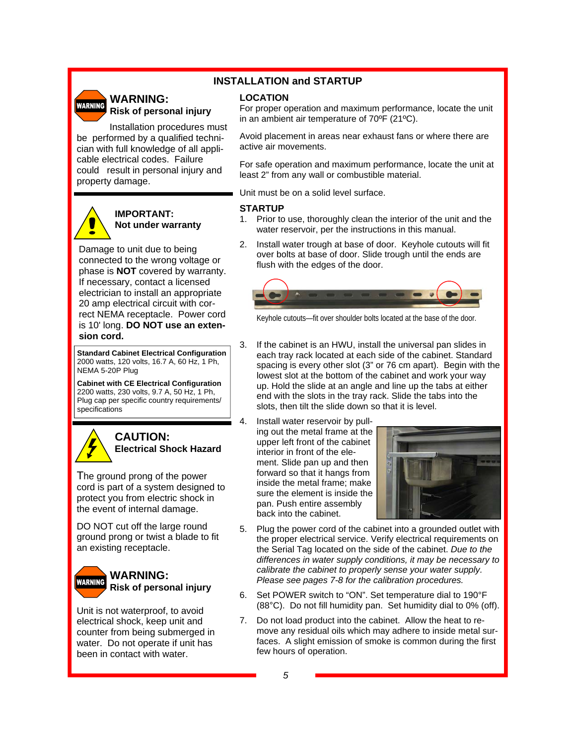# INSTALLATION and STARTUP

## WARNING:
**Risk of personal injury**

Installation procedures must be performed by a qualified technician with full knowledge of all applicable electrical codes. Failure could result in personal injury and property damage.

## IMPORTANT:
**Not under warranty**

Damage to unit due to being connected to the wrong voltage or phase is **NOT** covered by warranty. If necessary, contact a licensed electrician to install an appropriate 20 amp electrical circuit with correct NEMA receptacle. Power cord is 10' long. **DO NOT use an extension cord.**

**Standard Cabinet Electrical Configuration**
2000 watts, 120 volts, 16.7 A, 60 Hz, 1 Ph, NEMA 5-20P Plug

**Cabinet with CE Electrical Configuration**
2200 watts, 230 volts, 9.7 A, 50 Hz, 1 Ph, Plug cap per specific country requirements/ specifications

## CAUTION:
**Electrical Shock Hazard**

The ground prong of the power cord is part of a system designed to protect you from electric shock in the event of internal damage.

DO NOT cut off the large round ground prong or twist a blade to fit an existing receptacle.

## WARNING:
**Risk of personal injury**

Unit is not waterproof, to avoid electrical shock, keep unit and counter from being submerged in water. Do not operate if unit has been in contact with water.

## LOCATION

For proper operation and maximum performance, locate the unit in an ambient air temperature of 70ºF (21ºC).

Avoid placement in areas near exhaust fans or where there are active air movements.

For safe operation and maximum performance, locate the unit at least 2" from any wall or combustible material.

Unit must be on a solid level surface.

## STARTUP

1. Prior to use, thoroughly clean the interior of the unit and the water reservoir, per the instructions in this manual.
2. Install water trough at base of door. Keyhole cutouts will fit over bolts at base of door. Slide trough until the ends are flush with the edges of the door.

   Keyhole cutouts—fit over shoulder bolts located at the base of the door.

3. If the cabinet is an HWU, install the universal pan slides in each tray rack located at each side of the cabinet. Standard spacing is every other slot (3" or 76 cm apart). Begin with the lowest slot at the bottom of the cabinet and work your way up. Hold the slide at an angle and line up the tabs at either end with the slots in the tray rack. Slide the tabs into the slots, then tilt the slide down so that it is level.
4. Install water reservoir by pulling out the metal frame at the upper left front of the cabinet interior in front of the element. Slide pan up and then forward so that it hangs from inside the metal frame; make sure the element is inside the pan. Push entire assembly back into the cabinet.
5. Plug the power cord of the cabinet into a grounded outlet with the proper electrical service. Verify electrical requirements on the Serial Tag located on the side of the cabinet. *Due to the differences in water supply conditions, it may be necessary to calibrate the cabinet to properly sense your water supply. Please see pages 7-8 for the calibration procedures.*
6. Set POWER switch to "ON". Set temperature dial to 190°F (88°C). Do not fill humidity pan. Set humidity dial to 0% (off).
7. Do not load product into the cabinet. Allow the heat to remove any residual oils which may adhere to inside metal surfaces. A slight emission of smoke is common during the first few hours of operation.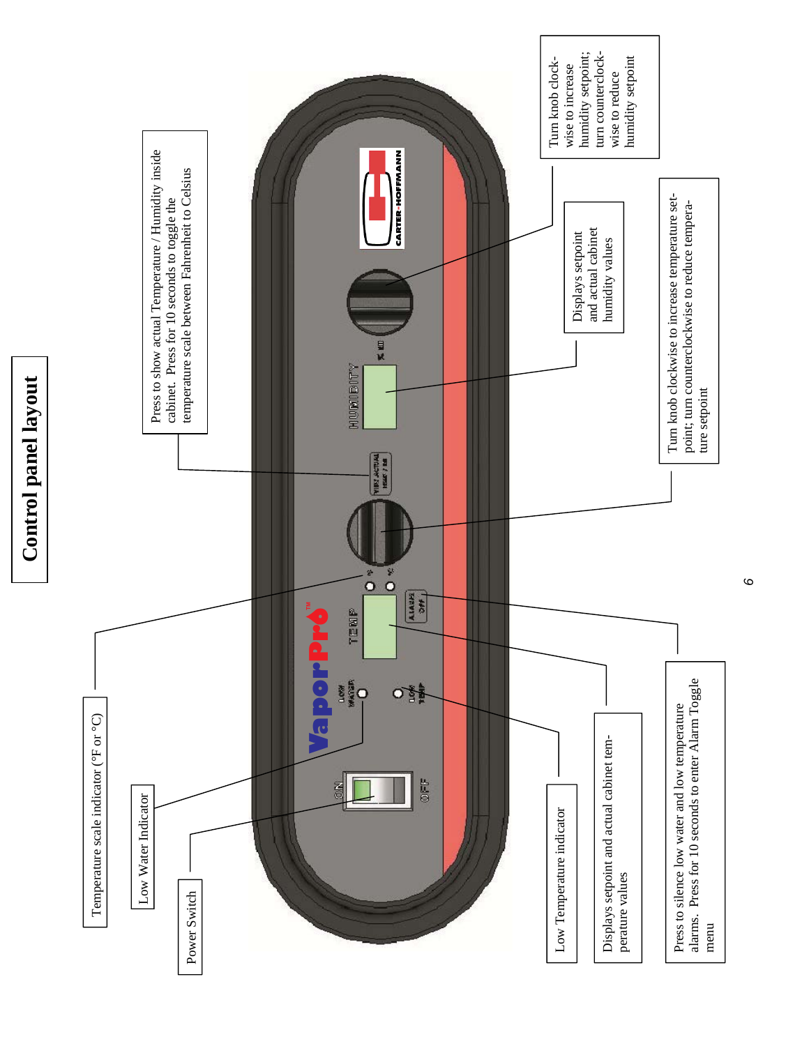# Control panel layout

Temperature scale indicator (°F or °C)

Low Water Indicator

Power Switch

Press to show actual Temperature / Humidity inside cabinet. Press for 10 seconds to toggle the temperature scale between Fahrenheit to Celsius

Turn knob clockwise to increase humidity setpoint; turn counterclockwise to reduce humidity setpoint

Displays setpoint and actual cabinet humidity values

Turn knob clockwise to increase temperature setpoint; turn counterclockwise to reduce temperature setpoint

Low Temperature indicator

Displays setpoint and actual cabinet temperature values

Press to silence low water and low temperature alarms. Press for 10 seconds to enter Alarm Toggle menu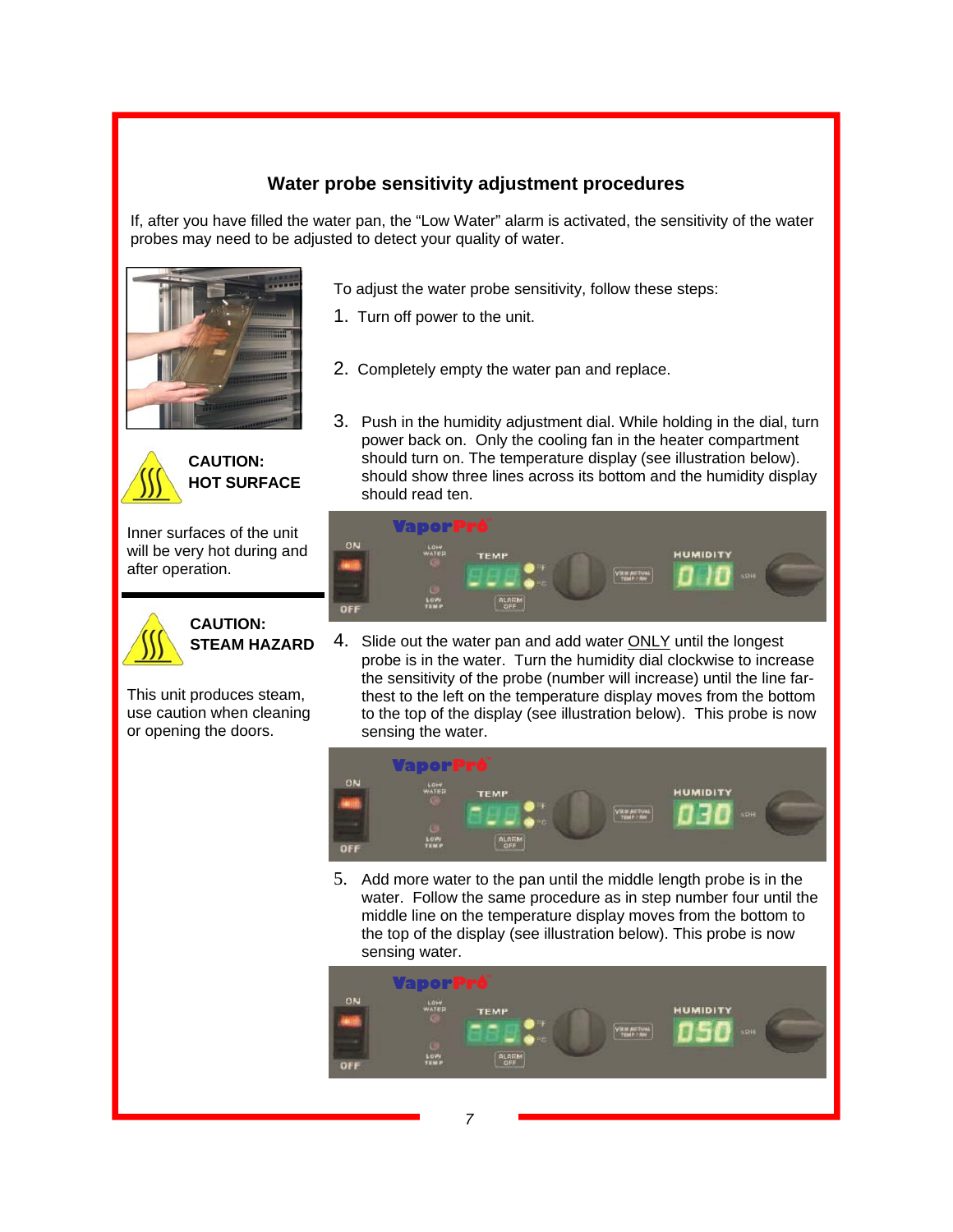## Water probe sensitivity adjustment procedures

If, after you have filled the water pan, the "Low Water" alarm is activated, the sensitivity of the water probes may need to be adjusted to detect your quality of water.

**CAUTION:**
**HOT SURFACE**

Inner surfaces of the unit will be very hot during and after operation.

**CAUTION:**
**STEAM HAZARD**

This unit produces steam, use caution when cleaning or opening the doors.

To adjust the water probe sensitivity, follow these steps:

1. Turn off power to the unit.

2. Completely empty the water pan and replace.

3. Push in the humidity adjustment dial. While holding in the dial, turn power back on. Only the cooling fan in the heater compartment should turn on. The temperature display (see illustration below). should show three lines across its bottom and the humidity display should read ten.

4. Slide out the water pan and add water ONLY until the longest probe is in the water. Turn the humidity dial clockwise to increase the sensitivity of the probe (number will increase) until the line farthest to the left on the temperature display moves from the bottom to the top of the display (see illustration below). This probe is now sensing the water.

5. Add more water to the pan until the middle length probe is in the water. Follow the same procedure as in step number four until the middle line on the temperature display moves from the bottom to the top of the display (see illustration below). This probe is now sensing water.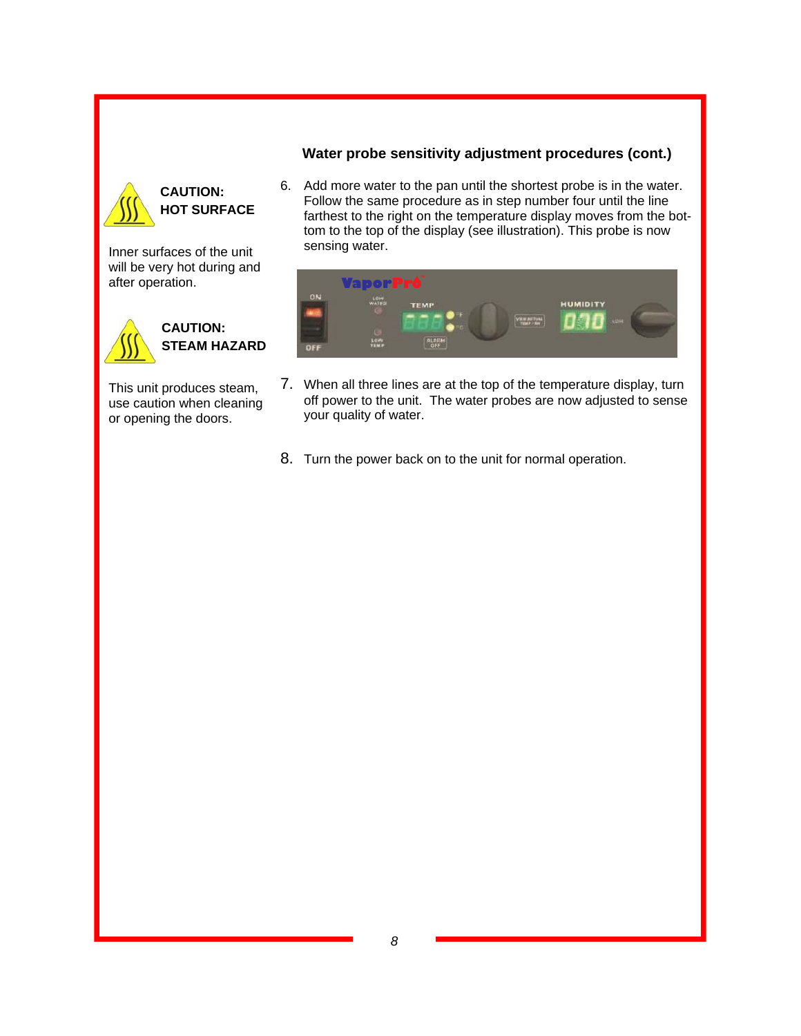**CAUTION:**
**HOT SURFACE**

Inner surfaces of the unit will be very hot during and after operation.

**CAUTION:**
**STEAM HAZARD**

This unit produces steam, use caution when cleaning or opening the doors.

### Water probe sensitivity adjustment procedures (cont.)

6. Add more water to the pan until the shortest probe is in the water. Follow the same procedure as in step number four until the line farthest to the right on the temperature display moves from the bottom to the top of the display (see illustration). This probe is now sensing water.

7. When all three lines are at the top of the temperature display, turn off power to the unit. The water probes are now adjusted to sense your quality of water.

8. Turn the power back on to the unit for normal operation.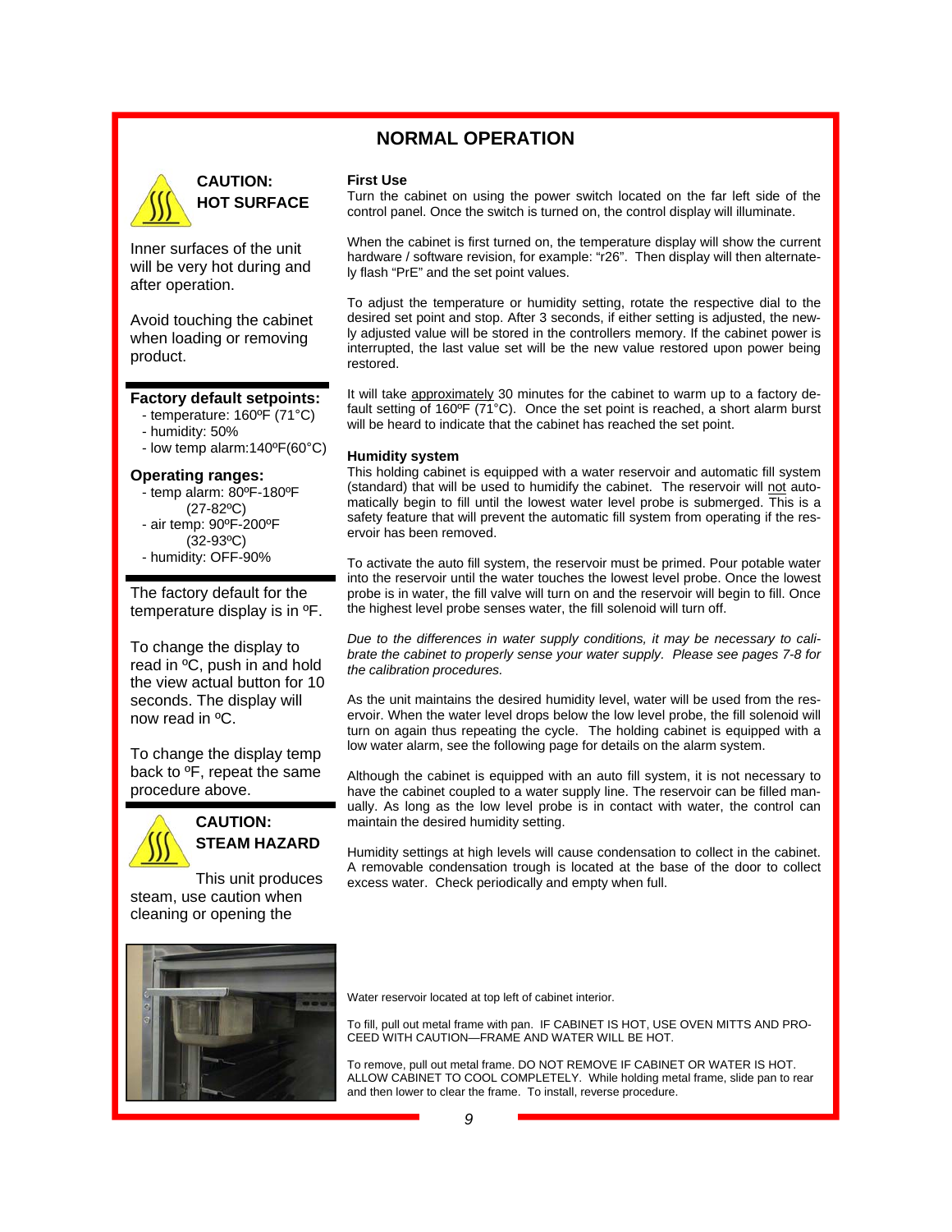# NORMAL OPERATION

**CAUTION: HOT SURFACE**

Inner surfaces of the unit will be very hot during and after operation.

Avoid touching the cabinet when loading or removing product.

**Factory default setpoints:**

- temperature: 160ºF (71°C)
- humidity: 50%
- low temp alarm:140ºF(60°C)

**Operating ranges:**

- temp alarm: 80ºF-180ºF (27-82ºC)
- air temp: 90ºF-200ºF (32-93ºC)
- humidity: OFF-90%

The factory default for the temperature display is in ºF.

To change the display to read in ºC, push in and hold the view actual button for 10 seconds. The display will now read in ºC.

To change the display temp back to ºF, repeat the same procedure above.

**CAUTION: STEAM HAZARD**

This unit produces steam, use caution when cleaning or opening the

### First Use

Turn the cabinet on using the power switch located on the far left side of the control panel. Once the switch is turned on, the control display will illuminate.

When the cabinet is first turned on, the temperature display will show the current hardware / software revision, for example: "r26". Then display will then alternately flash "PrE" and the set point values.

To adjust the temperature or humidity setting, rotate the respective dial to the desired set point and stop. After 3 seconds, if either setting is adjusted, the newly adjusted value will be stored in the controllers memory. If the cabinet power is interrupted, the last value set will be the new value restored upon power being restored.

It will take approximately 30 minutes for the cabinet to warm up to a factory default setting of 160ºF (71°C). Once the set point is reached, a short alarm burst will be heard to indicate that the cabinet has reached the set point.

### Humidity system

This holding cabinet is equipped with a water reservoir and automatic fill system (standard) that will be used to humidify the cabinet. The reservoir will not automatically begin to fill until the lowest water level probe is submerged. This is a safety feature that will prevent the automatic fill system from operating if the reservoir has been removed.

To activate the auto fill system, the reservoir must be primed. Pour potable water into the reservoir until the water touches the lowest level probe. Once the lowest probe is in water, the fill valve will turn on and the reservoir will begin to fill. Once the highest level probe senses water, the fill solenoid will turn off.

*Due to the differences in water supply conditions, it may be necessary to calibrate the cabinet to properly sense your water supply. Please see pages 7-8 for the calibration procedures.*

As the unit maintains the desired humidity level, water will be used from the reservoir. When the water level drops below the low level probe, the fill solenoid will turn on again thus repeating the cycle. The holding cabinet is equipped with a low water alarm, see the following page for details on the alarm system.

Although the cabinet is equipped with an auto fill system, it is not necessary to have the cabinet coupled to a water supply line. The reservoir can be filled manually. As long as the low level probe is in contact with water, the control can maintain the desired humidity setting.

Humidity settings at high levels will cause condensation to collect in the cabinet. A removable condensation trough is located at the base of the door to collect excess water. Check periodically and empty when full.

Water reservoir located at top left of cabinet interior.

To fill, pull out metal frame with pan. IF CABINET IS HOT, USE OVEN MITTS AND PROCEED WITH CAUTION—FRAME AND WATER WILL BE HOT.

To remove, pull out metal frame. DO NOT REMOVE IF CABINET OR WATER IS HOT. ALLOW CABINET TO COOL COMPLETELY. While holding metal frame, slide pan to rear and then lower to clear the frame. To install, reverse procedure.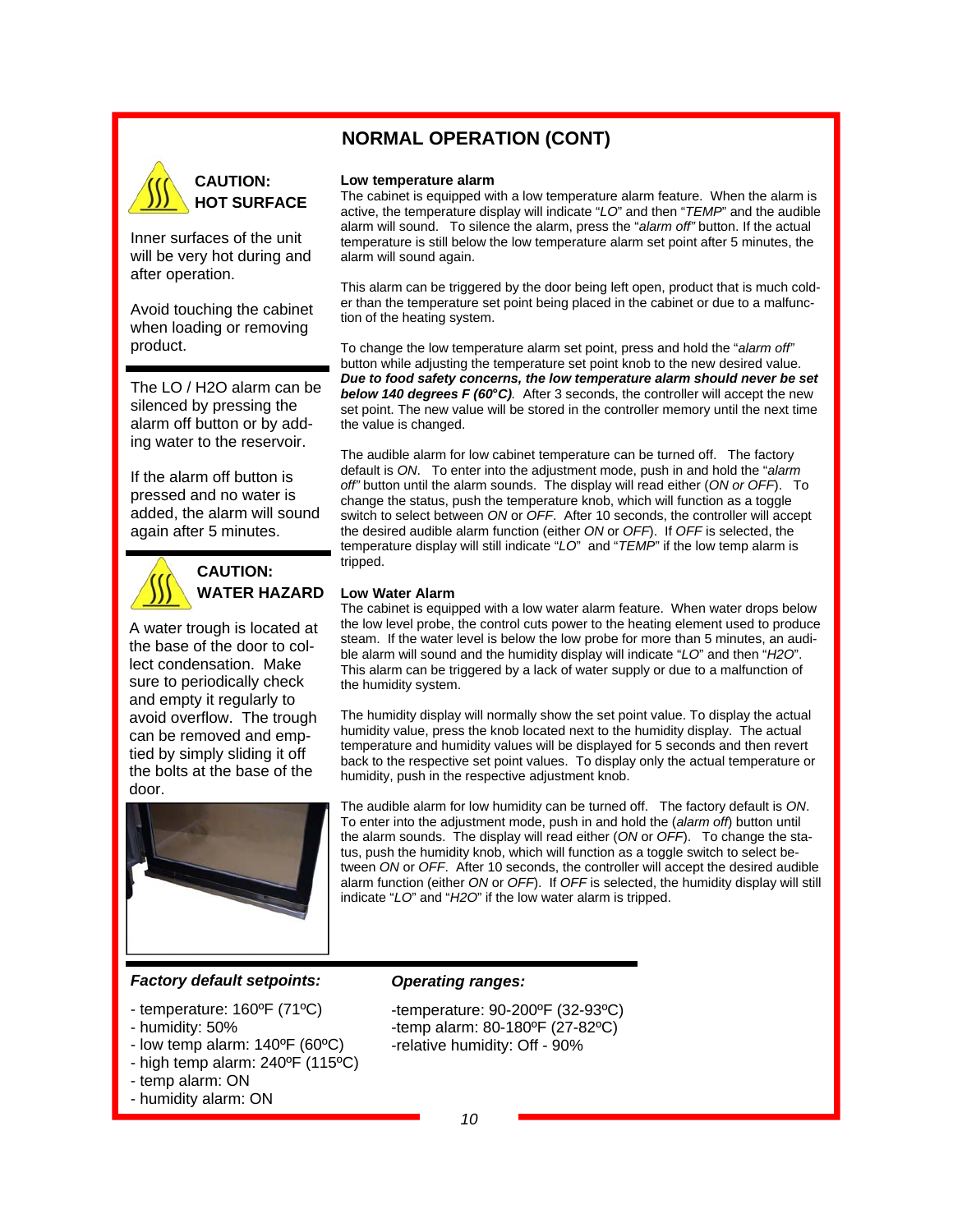## NORMAL OPERATION (CONT)

**CAUTION: HOT SURFACE**

Inner surfaces of the unit will be very hot during and after operation.

Avoid touching the cabinet when loading or removing product.

The LO / H2O alarm can be silenced by pressing the alarm off button or by adding water to the reservoir.

If the alarm off button is pressed and no water is added, the alarm will sound again after 5 minutes.

**CAUTION: WATER HAZARD**

A water trough is located at the base of the door to collect condensation. Make sure to periodically check and empty it regularly to avoid overflow. The trough can be removed and emptied by simply sliding it off the bolts at the base of the door.

**Low temperature alarm**

The cabinet is equipped with a low temperature alarm feature. When the alarm is active, the temperature display will indicate "*LO*" and then "*TEMP*" and the audible alarm will sound. To silence the alarm, press the "*alarm off"* button. If the actual temperature is still below the low temperature alarm set point after 5 minutes, the alarm will sound again.

This alarm can be triggered by the door being left open, product that is much colder than the temperature set point being placed in the cabinet or due to a malfunction of the heating system.

To change the low temperature alarm set point, press and hold the "*alarm off"* button while adjusting the temperature set point knob to the new desired value. ***Due to food safety concerns, the low temperature alarm should never be set below 140 degrees F (60°C).*** After 3 seconds, the controller will accept the new set point. The new value will be stored in the controller memory until the next time the value is changed.

The audible alarm for low cabinet temperature can be turned off. The factory default is *ON*. To enter into the adjustment mode, push in and hold the "*alarm off"* button until the alarm sounds. The display will read either (*ON or OFF*). To change the status, push the temperature knob, which will function as a toggle switch to select between *ON* or *OFF*. After 10 seconds, the controller will accept the desired audible alarm function (either *ON* or *OFF*). If *OFF* is selected, the temperature display will still indicate "*LO*" and "*TEMP*" if the low temp alarm is tripped.

**Low Water Alarm**

The cabinet is equipped with a low water alarm feature. When water drops below the low level probe, the control cuts power to the heating element used to produce steam. If the water level is below the low probe for more than 5 minutes, an audible alarm will sound and the humidity display will indicate "*LO*" and then "*H2O*". This alarm can be triggered by a lack of water supply or due to a malfunction of the humidity system.

The humidity display will normally show the set point value. To display the actual humidity value, press the knob located next to the humidity display. The actual temperature and humidity values will be displayed for 5 seconds and then revert back to the respective set point values. To display only the actual temperature or humidity, push in the respective adjustment knob.

The audible alarm for low humidity can be turned off. The factory default is *ON*. To enter into the adjustment mode, push in and hold the (*alarm off*) button until the alarm sounds. The display will read either (*ON* or *OFF*). To change the status, push the humidity knob, which will function as a toggle switch to select between *ON* or *OFF*. After 10 seconds, the controller will accept the desired audible alarm function (either *ON* or *OFF*). If *OFF* is selected, the humidity display will still indicate "*LO*" and "*H2O*" if the low water alarm is tripped.

***Factory default setpoints:***

- temperature: 160ºF (71ºC)
- humidity: 50%
- low temp alarm: 140ºF (60ºC)
- high temp alarm: 240ºF (115ºC)
- temp alarm: ON
- humidity alarm: ON

***Operating ranges:***

-temperature: 90-200ºF (32-93ºC)
-temp alarm: 80-180ºF (27-82ºC)
-relative humidity: Off - 90%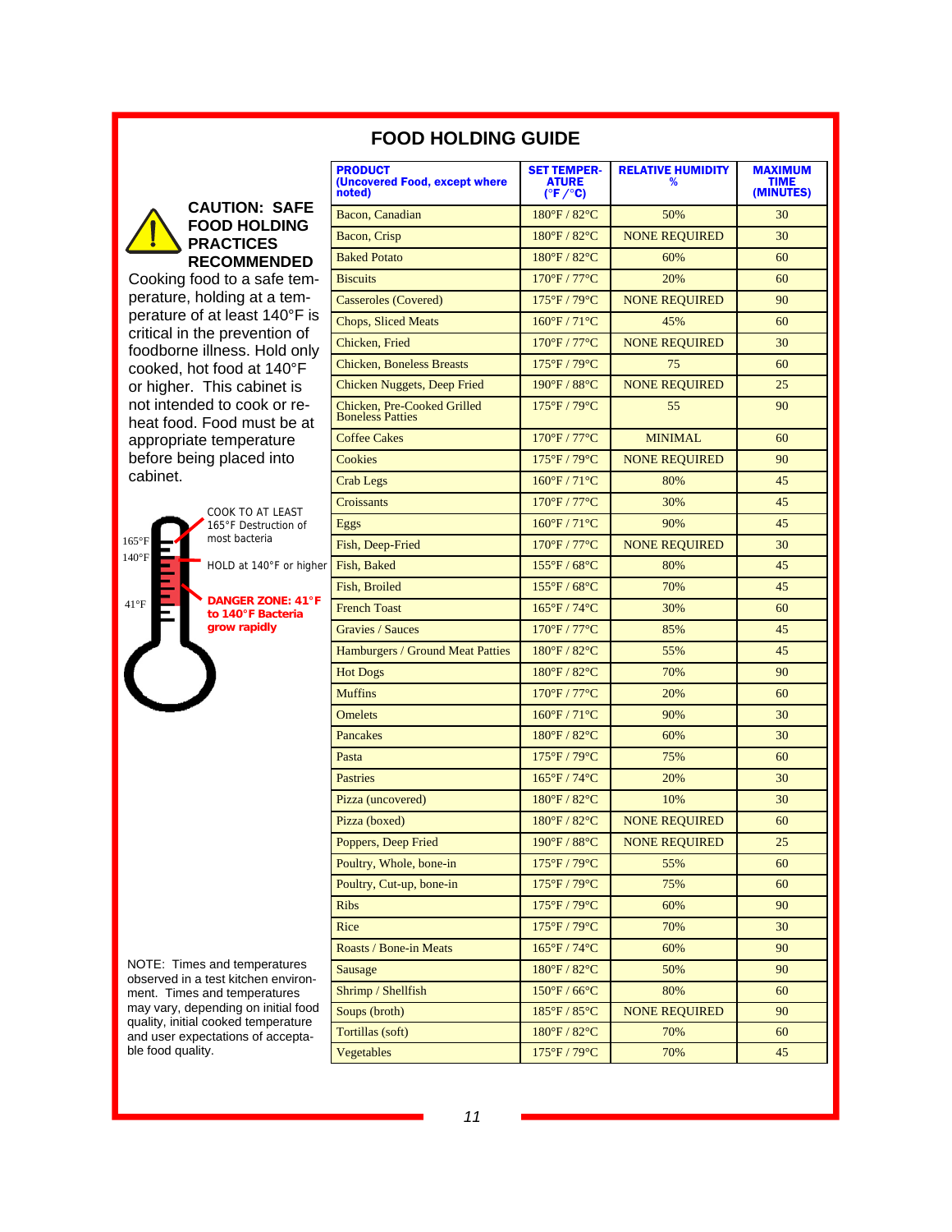# FOOD HOLDING GUIDE

**CAUTION: SAFE FOOD HOLDING PRACTICES RECOMMENDED**

Cooking food to a safe temperature, holding at a temperature of at least 140°F is critical in the prevention of foodborne illness. Hold only cooked, hot food at 140°F or higher. This cabinet is not intended to cook or reheat food. Food must be at appropriate temperature before being placed into cabinet.

165°F — COOK TO AT LEAST 165°F Destruction of most bacteria

140°F — HOLD at 140°F or higher

41°F — **DANGER ZONE: 41°F to 140°F Bacteria grow rapidly**

| PRODUCT (Uncovered Food, except where noted) | SET TEMPERATURE (°F /°C) | RELATIVE HUMIDITY % | MAXIMUM TIME (MINUTES) |
|---|---|---|---|
| Bacon, Canadian | 180°F / 82°C | 50% | 30 |
| Bacon, Crisp | 180°F / 82°C | NONE REQUIRED | 30 |
| Baked Potato | 180°F / 82°C | 60% | 60 |
| Biscuits | 170°F / 77°C | 20% | 60 |
| Casseroles (Covered) | 175°F / 79°C | NONE REQUIRED | 90 |
| Chops, Sliced Meats | 160°F / 71°C | 45% | 60 |
| Chicken, Fried | 170°F / 77°C | NONE REQUIRED | 30 |
| Chicken, Boneless Breasts | 175°F / 79°C | 75 | 60 |
| Chicken Nuggets, Deep Fried | 190°F / 88°C | NONE REQUIRED | 25 |
| Chicken, Pre-Cooked Grilled Boneless Patties | 175°F / 79°C | 55 | 90 |
| Coffee Cakes | 170°F / 77°C | MINIMAL | 60 |
| Cookies | 175°F / 79°C | NONE REQUIRED | 90 |
| Crab Legs | 160°F / 71°C | 80% | 45 |
| Croissants | 170°F / 77°C | 30% | 45 |
| Eggs | 160°F / 71°C | 90% | 45 |
| Fish, Deep-Fried | 170°F / 77°C | NONE REQUIRED | 30 |
| Fish, Baked | 155°F / 68°C | 80% | 45 |
| Fish, Broiled | 155°F / 68°C | 70% | 45 |
| French Toast | 165°F / 74°C | 30% | 60 |
| Gravies / Sauces | 170°F / 77°C | 85% | 45 |
| Hamburgers / Ground Meat Patties | 180°F / 82°C | 55% | 45 |
| Hot Dogs | 180°F / 82°C | 70% | 90 |
| Muffins | 170°F / 77°C | 20% | 60 |
| Omelets | 160°F / 71°C | 90% | 30 |
| Pancakes | 180°F / 82°C | 60% | 30 |
| Pasta | 175°F / 79°C | 75% | 60 |
| Pastries | 165°F / 74°C | 20% | 30 |
| Pizza (uncovered) | 180°F / 82°C | 10% | 30 |
| Pizza (boxed) | 180°F / 82°C | NONE REQUIRED | 60 |
| Poppers, Deep Fried | 190°F / 88°C | NONE REQUIRED | 25 |
| Poultry, Whole, bone-in | 175°F / 79°C | 55% | 60 |
| Poultry, Cut-up, bone-in | 175°F / 79°C | 75% | 60 |
| Ribs | 175°F / 79°C | 60% | 90 |
| Rice | 175°F / 79°C | 70% | 30 |
| Roasts / Bone-in Meats | 165°F / 74°C | 60% | 90 |
| Sausage | 180°F / 82°C | 50% | 90 |
| Shrimp / Shellfish | 150°F / 66°C | 80% | 60 |
| Soups (broth) | 185°F / 85°C | NONE REQUIRED | 90 |
| Tortillas (soft) | 180°F / 82°C | 70% | 60 |
| Vegetables | 175°F / 79°C | 70% | 45 |

NOTE: Times and temperatures observed in a test kitchen environment. Times and temperatures may vary, depending on initial food quality, initial cooked temperature and user expectations of acceptable food quality.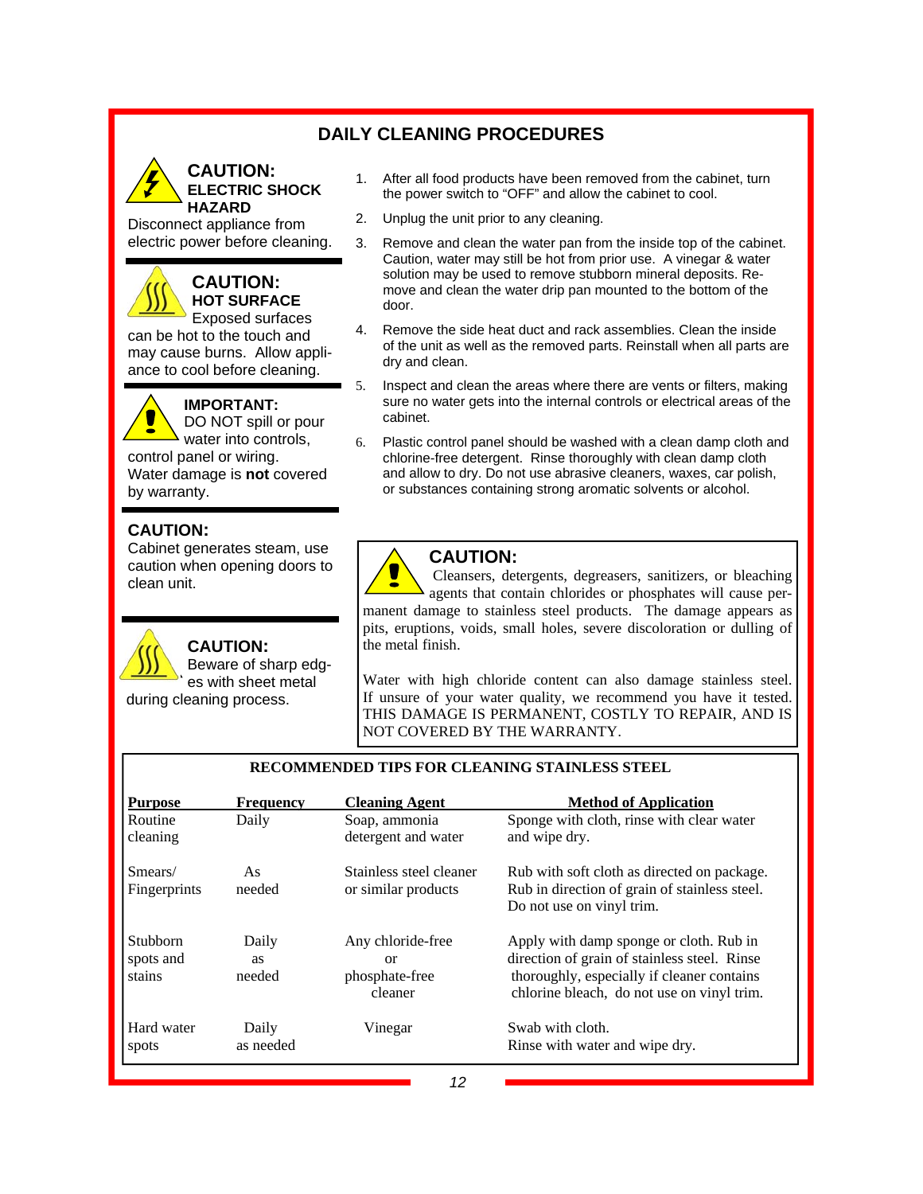# DAILY CLEANING PROCEDURES

**CAUTION:**
**ELECTRIC SHOCK HAZARD**
Disconnect appliance from electric power before cleaning.

**CAUTION:**
**HOT SURFACE**
Exposed surfaces can be hot to the touch and may cause burns. Allow appliance to cool before cleaning.

**IMPORTANT:**
DO NOT spill or pour water into controls, control panel or wiring. Water damage is **not** covered by warranty.

**CAUTION:**
Cabinet generates steam, use caution when opening doors to clean unit.

**CAUTION:**
Beware of sharp edges with sheet metal during cleaning process.

1. After all food products have been removed from the cabinet, turn the power switch to "OFF" and allow the cabinet to cool.
2. Unplug the unit prior to any cleaning.
3. Remove and clean the water pan from the inside top of the cabinet. Caution, water may still be hot from prior use. A vinegar & water solution may be used to remove stubborn mineral deposits. Remove and clean the water drip pan mounted to the bottom of the door.
4. Remove the side heat duct and rack assemblies. Clean the inside of the unit as well as the removed parts. Reinstall when all parts are dry and clean.
5. Inspect and clean the areas where there are vents or filters, making sure no water gets into the internal controls or electrical areas of the cabinet.
6. Plastic control panel should be washed with a clean damp cloth and chlorine-free detergent. Rinse thoroughly with clean damp cloth and allow to dry. Do not use abrasive cleaners, waxes, car polish, or substances containing strong aromatic solvents or alcohol.

**CAUTION:**
Cleansers, detergents, degreasers, sanitizers, or bleaching agents that contain chlorides or phosphates will cause permanent damage to stainless steel products. The damage appears as pits, eruptions, voids, small holes, severe discoloration or dulling of the metal finish.

Water with high chloride content can also damage stainless steel. If unsure of your water quality, we recommend you have it tested. THIS DAMAGE IS PERMANENT, COSTLY TO REPAIR, AND IS NOT COVERED BY THE WARRANTY.

**RECOMMENDED TIPS FOR CLEANING STAINLESS STEEL**

| Purpose | Frequency | Cleaning Agent | Method of Application |
|---|---|---|---|
| Routine cleaning | Daily | Soap, ammonia detergent and water | Sponge with cloth, rinse with clear water and wipe dry. |
| Smears/ Fingerprints | As needed | Stainless steel cleaner or similar products | Rub with soft cloth as directed on package. Rub in direction of grain of stainless steel. Do not use on vinyl trim. |
| Stubborn spots and stains | Daily as needed | Any chloride-free or phosphate-free cleaner | Apply with damp sponge or cloth. Rub in direction of grain of stainless steel. Rinse thoroughly, especially if cleaner contains chlorine bleach, do not use on vinyl trim. |
| Hard water spots | Daily as needed | Vinegar | Swab with cloth. Rinse with water and wipe dry. |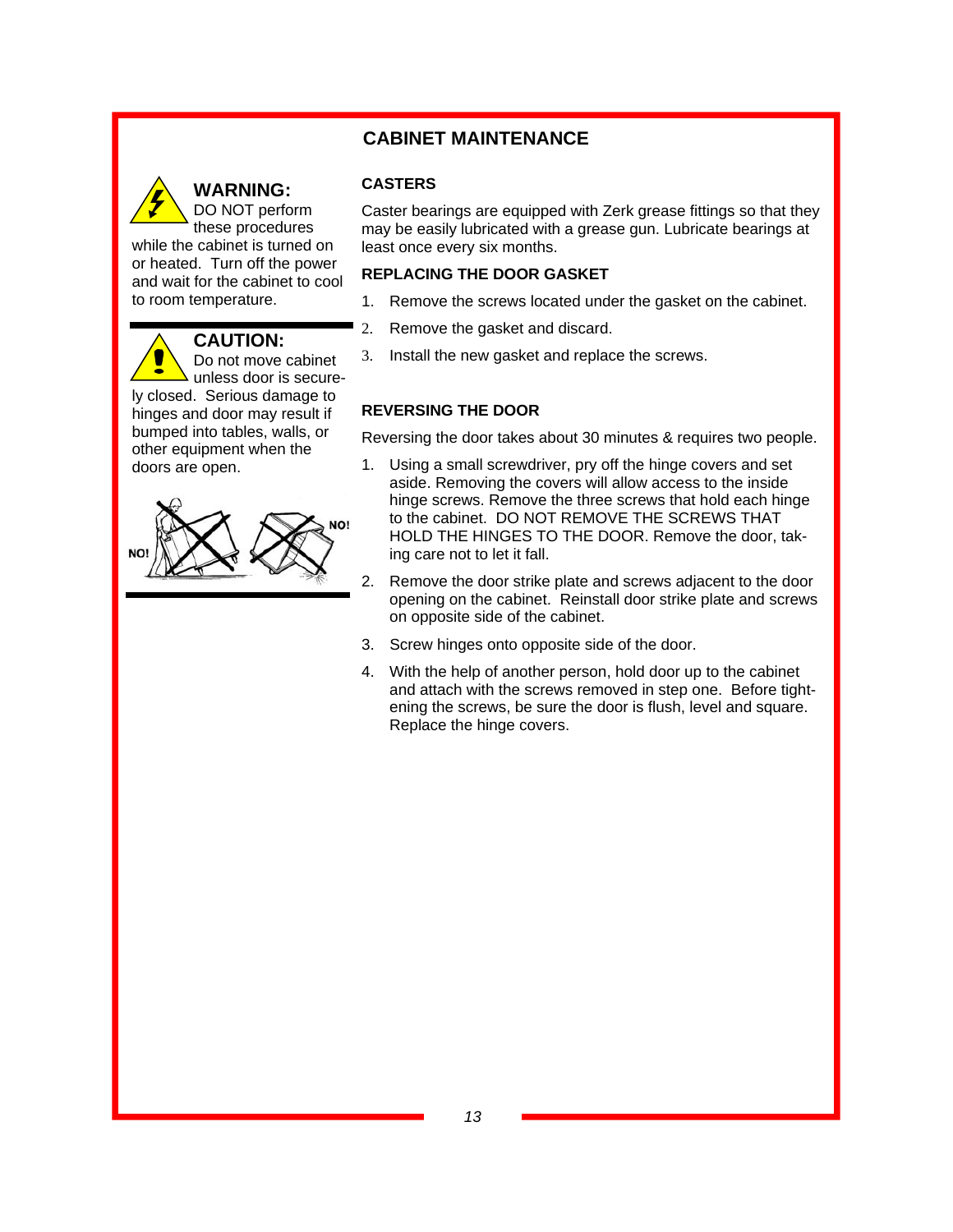# CABINET MAINTENANCE

**WARNING:** DO NOT perform these procedures while the cabinet is turned on or heated. Turn off the power and wait for the cabinet to cool to room temperature.

**CAUTION:** Do not move cabinet unless door is securely closed. Serious damage to hinges and door may result if bumped into tables, walls, or other equipment when the doors are open.

NO! NO!

### CASTERS

Caster bearings are equipped with Zerk grease fittings so that they may be easily lubricated with a grease gun. Lubricate bearings at least once every six months.

### REPLACING THE DOOR GASKET

1. Remove the screws located under the gasket on the cabinet.
2. Remove the gasket and discard.
3. Install the new gasket and replace the screws.

### REVERSING THE DOOR

Reversing the door takes about 30 minutes & requires two people.

1. Using a small screwdriver, pry off the hinge covers and set aside. Removing the covers will allow access to the inside hinge screws. Remove the three screws that hold each hinge to the cabinet. DO NOT REMOVE THE SCREWS THAT HOLD THE HINGES TO THE DOOR. Remove the door, taking care not to let it fall.
2. Remove the door strike plate and screws adjacent to the door opening on the cabinet. Reinstall door strike plate and screws on opposite side of the cabinet.
3. Screw hinges onto opposite side of the door.
4. With the help of another person, hold door up to the cabinet and attach with the screws removed in step one. Before tightening the screws, be sure the door is flush, level and square. Replace the hinge covers.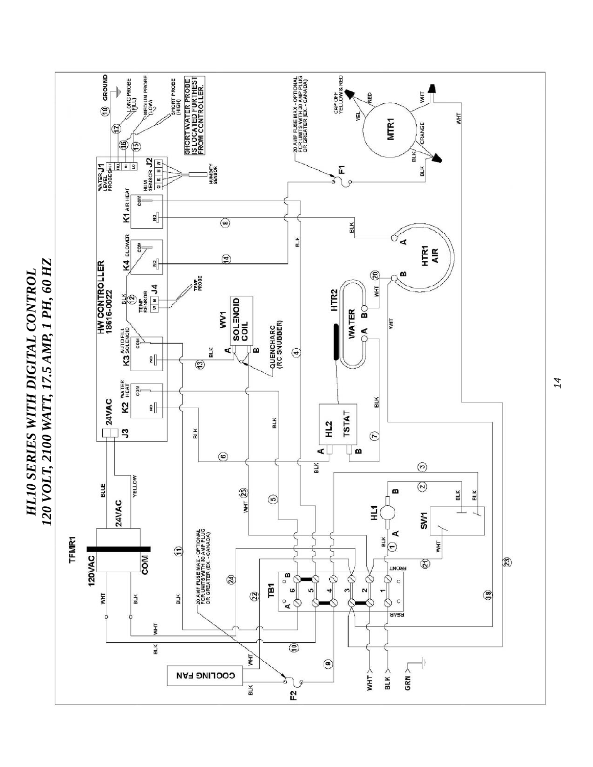# HL10 SERIES WITH DIGITAL CONTROL

## 120 VOLT, 2100 WATT, 17.5 AMP, 1 PH, 60 HZ

TFMR1

120VAC

COM

24VAC

BLUE

YELLOW

J3

24VAC

HW CONTROLLER 18616-0022

K2 WATER HEAT

K3 AUTOFILL SOLENOID

TEMP SENSOR J4

TEMP PROBE

K4 BLOWER

K1 AIR HEAT

WATER LEVEL PROBES J1

HUM SENSOR J2

HUMIDITY SENSOR

GROUND

LONG PROBE (FILL)

MEDIUM PROBE (LOW)

SHORT PROBE (HIGH)

SHORT WATER PROBE IS LOCATED FURTHEST FROM CONTROLLER.

VV1 SOLENOID COIL

QUENCHARC (RC SNUBBER)

HTR2 WATER

HL2 TSTAT

HTR1 AIR

20 AMP FUSE MAX - OPTIONAL FOR UNITS WITH 30 AMP PLUG OR GREATER (EX. - CANADA)

F1

MTR1

CAP OFF YELLOW & RED

TB1

HL1

SW1

COOLING FAN

F2

FRONT

REAR

WHT

BLK

GRN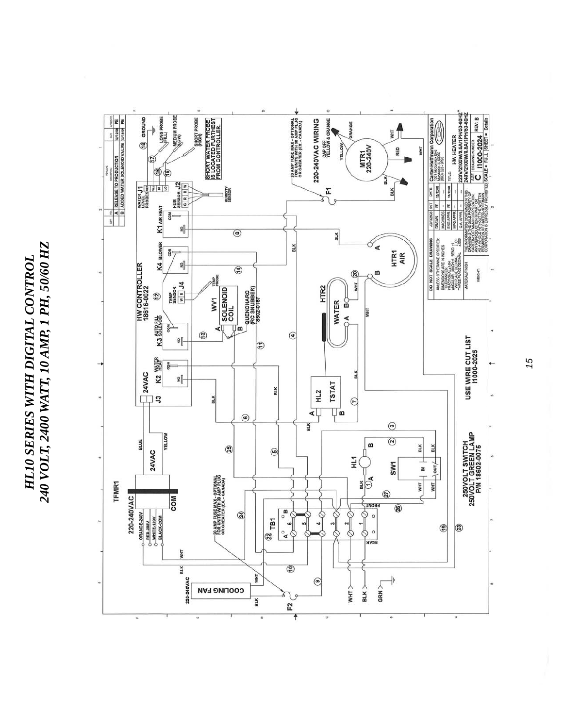# HL10 SERIES WITH DIGITAL CONTROL

## 240 VOLT, 2400 WATT, 10 AMP, 1 PH, 50/60 HZ

USE WIRE CUT LIST I1000-2025

250VOLT SWITCH
250VOLT GREEN LAMP
P/N 18602-0075

20 AMP FUSE MAX - OPTIONAL FOR UNITS WITH 30 AMP PLUG OR GREATER (EX - CANADA)

220-240VAC WIRING
CAP OFF YELLOW & ORANGE

SHORT WATER PROBE IS LOCATED FURTHEST FROM CONTROLLER.

HW CONTROLLER
18616-0022

| REV | DESCRIPTION | DATE | APPROVED |
|---|---|---|---|
| A | RELEASE TO PRODUCTION | 12/12/08 | PE |
| B | ADDED WATER SOLENOID VALVE | 10/18/09 | PE |

Carter-Hoffmann Corporation

TITLE: HW HEATER
220V/2100W/9.6A/1PH/50-60HZ
240V/2100W/8.8A/1PH/50-60HZ

SIZE: C
DRAWING NUMBER: I1000-2024
REV: B
SCALE = FULL
SHEET = Details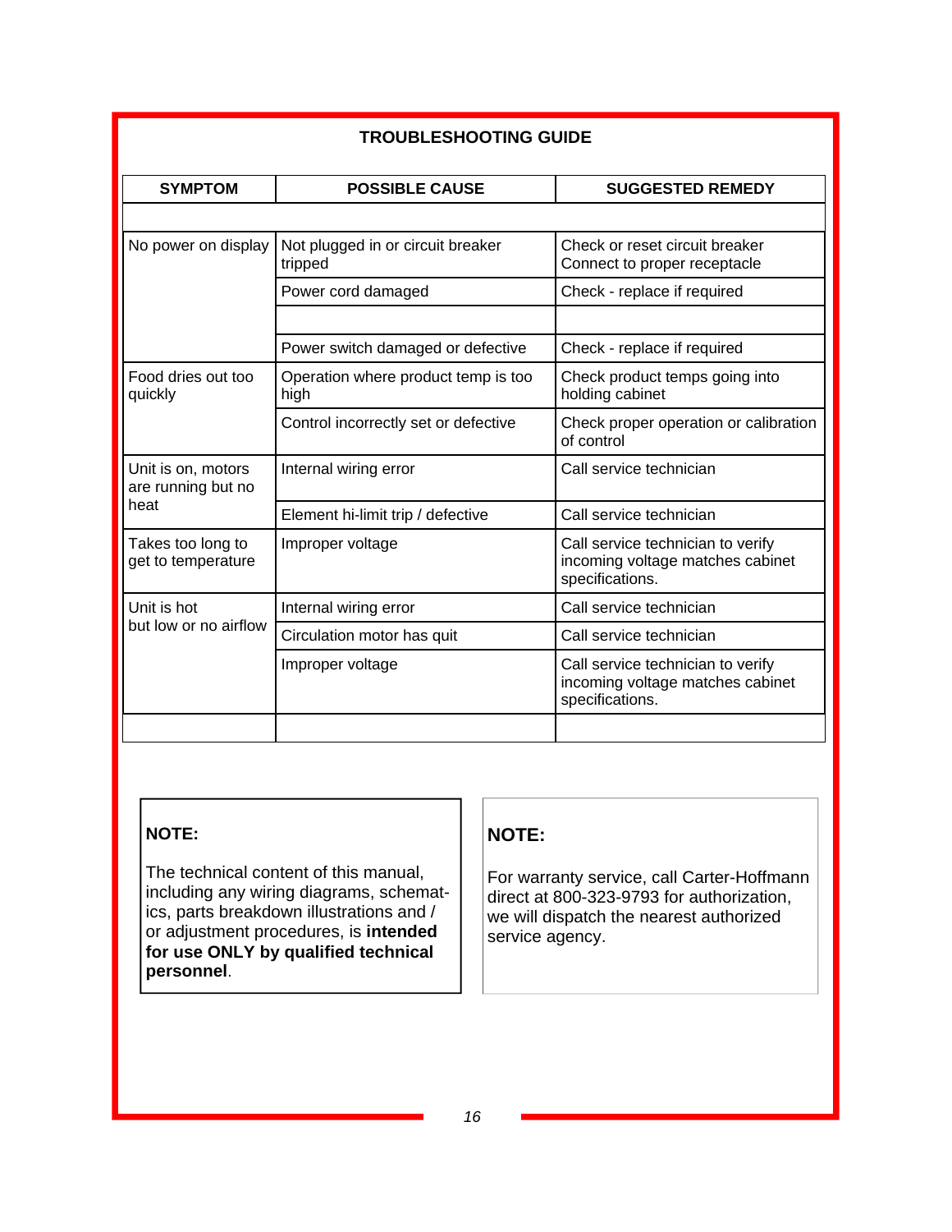## TROUBLESHOOTING GUIDE

| SYMPTOM | POSSIBLE CAUSE | SUGGESTED REMEDY |
|---|---|---|
| | | |
| No power on display | Not plugged in or circuit breaker tripped | Check or reset circuit breaker<br>Connect to proper receptacle |
| | Power cord damaged | Check - replace if required |
| | | |
| | Power switch damaged or defective | Check - replace if required |
| Food dries out too quickly | Operation where product temp is too high | Check product temps going into holding cabinet |
| | Control incorrectly set or defective | Check proper operation or calibration of control |
| Unit is on, motors are running but no heat | Internal wiring error | Call service technician |
| | Element hi-limit trip / defective | Call service technician |
| Takes too long to get to temperature | Improper voltage | Call service technician to verify incoming voltage matches cabinet specifications. |
| Unit is hot but low or no airflow | Internal wiring error | Call service technician |
| | Circulation motor has quit | Call service technician |
| | Improper voltage | Call service technician to verify incoming voltage matches cabinet specifications. |
| | | |

**NOTE:**

The technical content of this manual, including any wiring diagrams, schematics, parts breakdown illustrations and / or adjustment procedures, is **intended for use ONLY by qualified technical personnel**.

**NOTE:**

For warranty service, call Carter-Hoffmann direct at 800-323-9793 for authorization, we will dispatch the nearest authorized service agency.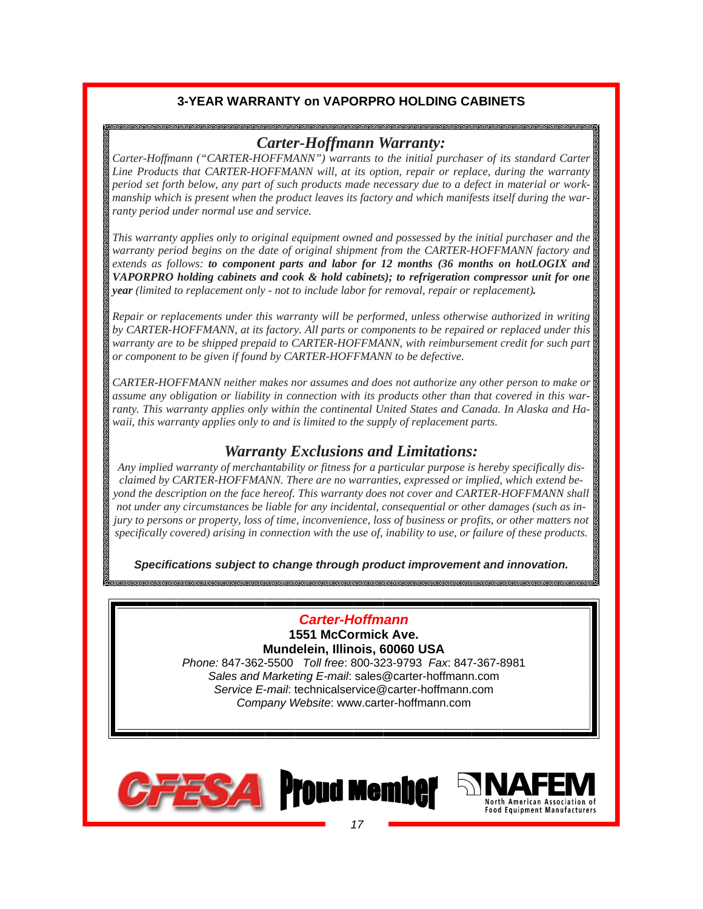## 3-YEAR WARRANTY on VAPORPRO HOLDING CABINETS

### *Carter-Hoffmann Warranty:*

*Carter-Hoffmann ("CARTER-HOFFMANN") warrants to the initial purchaser of its standard Carter Line Products that CARTER-HOFFMANN will, at its option, repair or replace, during the warranty period set forth below, any part of such products made necessary due to a defect in material or workmanship which is present when the product leaves its factory and which manifests itself during the warranty period under normal use and service.*

*This warranty applies only to original equipment owned and possessed by the initial purchaser and the warranty period begins on the date of original shipment from the CARTER-HOFFMANN factory and extends as follows:* ***to component parts and labor for 12 months (36 months on hotLOGIX and VAPORPRO holding cabinets and cook & hold cabinets); to refrigeration compressor unit for one year*** *(limited to replacement only - not to include labor for removal, repair or replacement)**.***

*Repair or replacements under this warranty will be performed, unless otherwise authorized in writing by CARTER-HOFFMANN, at its factory. All parts or components to be repaired or replaced under this warranty are to be shipped prepaid to CARTER-HOFFMANN, with reimbursement credit for such part or component to be given if found by CARTER-HOFFMANN to be defective.*

*CARTER-HOFFMANN neither makes nor assumes and does not authorize any other person to make or assume any obligation or liability in connection with its products other than that covered in this warranty. This warranty applies only within the continental United States and Canada. In Alaska and Hawaii, this warranty applies only to and is limited to the supply of replacement parts.*

### *Warranty Exclusions and Limitations:*

*Any implied warranty of merchantability or fitness for a particular purpose is hereby specifically disclaimed by CARTER-HOFFMANN. There are no warranties, expressed or implied, which extend beyond the description on the face hereof. This warranty does not cover and CARTER-HOFFMANN shall not under any circumstances be liable for any incidental, consequential or other damages (such as injury to persons or property, loss of time, inconvenience, loss of business or profits, or other matters not specifically covered) arising in connection with the use of, inability to use, or failure of these products.*

***Specifications subject to change through product improvement and innovation.***

***Carter-Hoffmann***

**1551 McCormick Ave.**

**Mundelein, Illinois, 60060 USA**

*Phone:* 847-362-5500 *Toll free*: 800-323-9793 *Fax*: 847-367-8981

*Sales and Marketing E-mail*: sales@carter-hoffmann.com

*Service E-mail*: technicalservice@carter-hoffmann.com

*Company Website*: www.carter-hoffmann.com

CFESA Proud Member NAFEM North American Association of Food Equipment Manufacturers